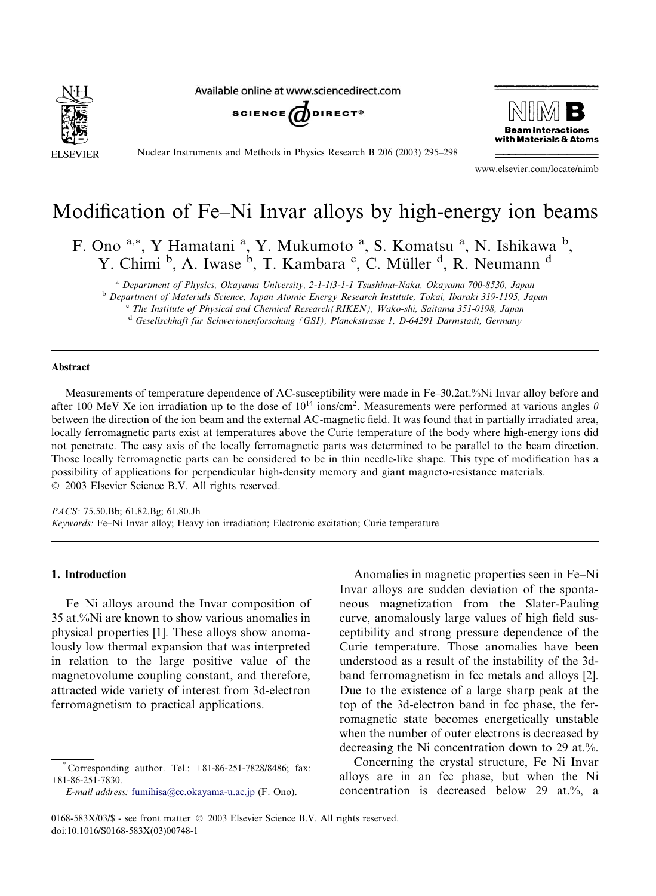# Modification of Fe–Ni Invar alloys by high-energy ion beams

F. Ono [a,*], Y Hamatani [a], Y. Mukumoto [a], S. Komatsu [a], N. Ishikawa [b], Y. Chimi [b], A. Iwase [b], T. Kambara [c], C. Müller [d], R. Neumann [d]

[a] Department of Physics, Okayama University, 2-1-1/3-1-1 Tsushima-Naka, Okayama 700-8530, Japan

[b] Department of Materials Science, Japan Atomic Energy Research Institute, Tokai, Ibaraki 319-1195, Japan

[c] The Institute of Physical and Chemical Research(RIKEN), Wako-shi, Saitama 351-0198, Japan

[d] Gesellschaft für Schwerionenforschung (GSI), Planckstrasse 1, D-64291 Darmstadt, Germany

## Abstract

Measurements of temperature dependence of AC-susceptibility were made in Fe–30.2at.%Ni Invar alloy before and after 100 MeV Xe ion irradiation up to the dose of $10^{14}$ ions/cm$^2$. Measurements were performed at various angles $\theta$ between the direction of the ion beam and the external AC-magnetic field. It was found that in partially irradiated area, locally ferromagnetic parts exist at temperatures above the Curie temperature of the body where high-energy ions did not penetrate. The easy axis of the locally ferromagnetic parts was determined to be parallel to the beam direction. Those locally ferromagnetic parts can be considered to be in thin needle-like shape. This type of modification has a possibility of applications for perpendicular high-density memory and giant magneto-resistance materials.
© 2003 Elsevier Science B.V. All rights reserved.

*PACS:* 75.50.Bb; 61.82.Bg; 61.80.Jh

*Keywords:* Fe–Ni Invar alloy; Heavy ion irradiation; Electronic excitation; Curie temperature

## 1. Introduction

Fe–Ni alloys around the Invar composition of 35 at.%Ni are known to show various anomalies in physical properties [1]. These alloys show anomalously low thermal expansion that was interpreted in relation to the large positive value of the magnetovolume coupling constant, and therefore, attracted wide variety of interest from 3d-electron ferromagnetism to practical applications.

Anomalies in magnetic properties seen in Fe–Ni Invar alloys are sudden deviation of the spontaneous magnetization from the Slater-Pauling curve, anomalously large values of high field susceptibility and strong pressure dependence of the Curie temperature. Those anomalies have been understood as a result of the instability of the 3d-band ferromagnetism in fcc metals and alloys [2]. Due to the existence of a large sharp peak at the top of the 3d-electron band in fcc phase, the ferromagnetic state becomes energetically unstable when the number of outer electrons is decreased by decreasing the Ni concentration down to 29 at.%.

Concerning the crystal structure, Fe–Ni Invar alloys are in an fcc phase, but when the Ni concentration is decreased below 29 at.%, a

* Corresponding author. Tel.: +81-86-251-7828/8486; fax: +81-86-251-7830.
*E-mail address:* fumihisa@cc.okayama-u.ac.jp (F. Ono).

0168-583X/03/$ - see front matter © 2003 Elsevier Science B.V. All rights reserved.
doi:10.1016/S0168-583X(03)00748-1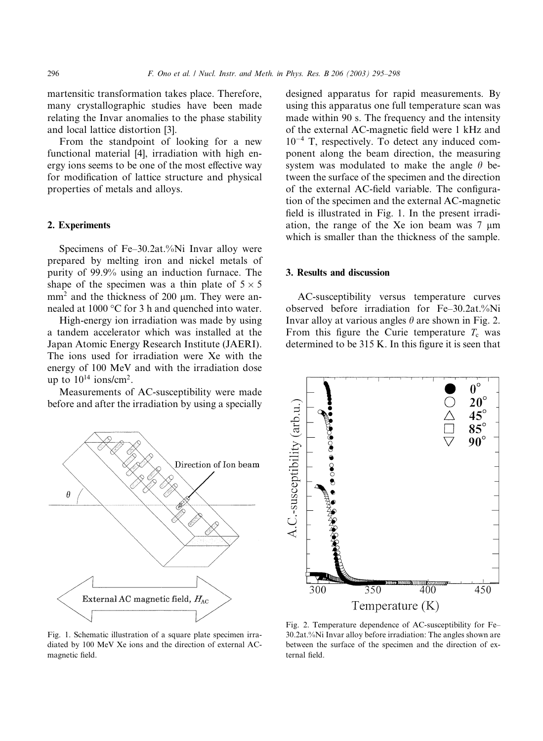martensitic transformation takes place. Therefore, many crystallographic studies have been made relating the Invar anomalies to the phase stability and local lattice distortion [3].

From the standpoint of looking for a new functional material [4], irradiation with high energy ions seems to be one of the most effective way for modification of lattice structure and physical properties of metals and alloys.

## 2. Experiments

Specimens of Fe–30.2at.%Ni Invar alloy were prepared by melting iron and nickel metals of purity of 99.9% using an induction furnace. The shape of the specimen was a thin plate of $5 \times 5$ mm$^2$ and the thickness of 200 μm. They were annealed at 1000 °C for 3 h and quenched into water.

High-energy ion irradiation was made by using a tandem accelerator which was installed at the Japan Atomic Energy Research Institute (JAERI). The ions used for irradiation were Xe with the energy of 100 MeV and with the irradiation dose up to $10^{14}$ ions/cm$^2$.

Measurements of AC-susceptibility were made before and after the irradiation by using a specially designed apparatus for rapid measurements. By using this apparatus one full temperature scan was made within 90 s. The frequency and the intensity of the external AC-magnetic field were 1 kHz and $10^{-4}$ T, respectively. To detect any induced component along the beam direction, the measuring system was modulated to make the angle $\theta$ between the surface of the specimen and the direction of the external AC-field variable. The configuration of the specimen and the external AC-magnetic field is illustrated in Fig. 1. In the present irradiation, the range of the Xe ion beam was 7 μm which is smaller than the thickness of the sample.

Fig. 1. Schematic illustration of a square plate specimen irradiated by 100 MeV Xe ions and the direction of external AC-magnetic field.

## 3. Results and discussion

AC-susceptibility versus temperature curves observed before irradiation for Fe–30.2at.%Ni Invar alloy at various angles $\theta$ are shown in Fig. 2. From this figure the Curie temperature $T_c$ was determined to be 315 K. In this figure it is seen that

Fig. 2. Temperature dependence of AC-susceptibility for Fe–30.2at.%Ni Invar alloy before irradiation: The angles shown are between the surface of the specimen and the direction of external field.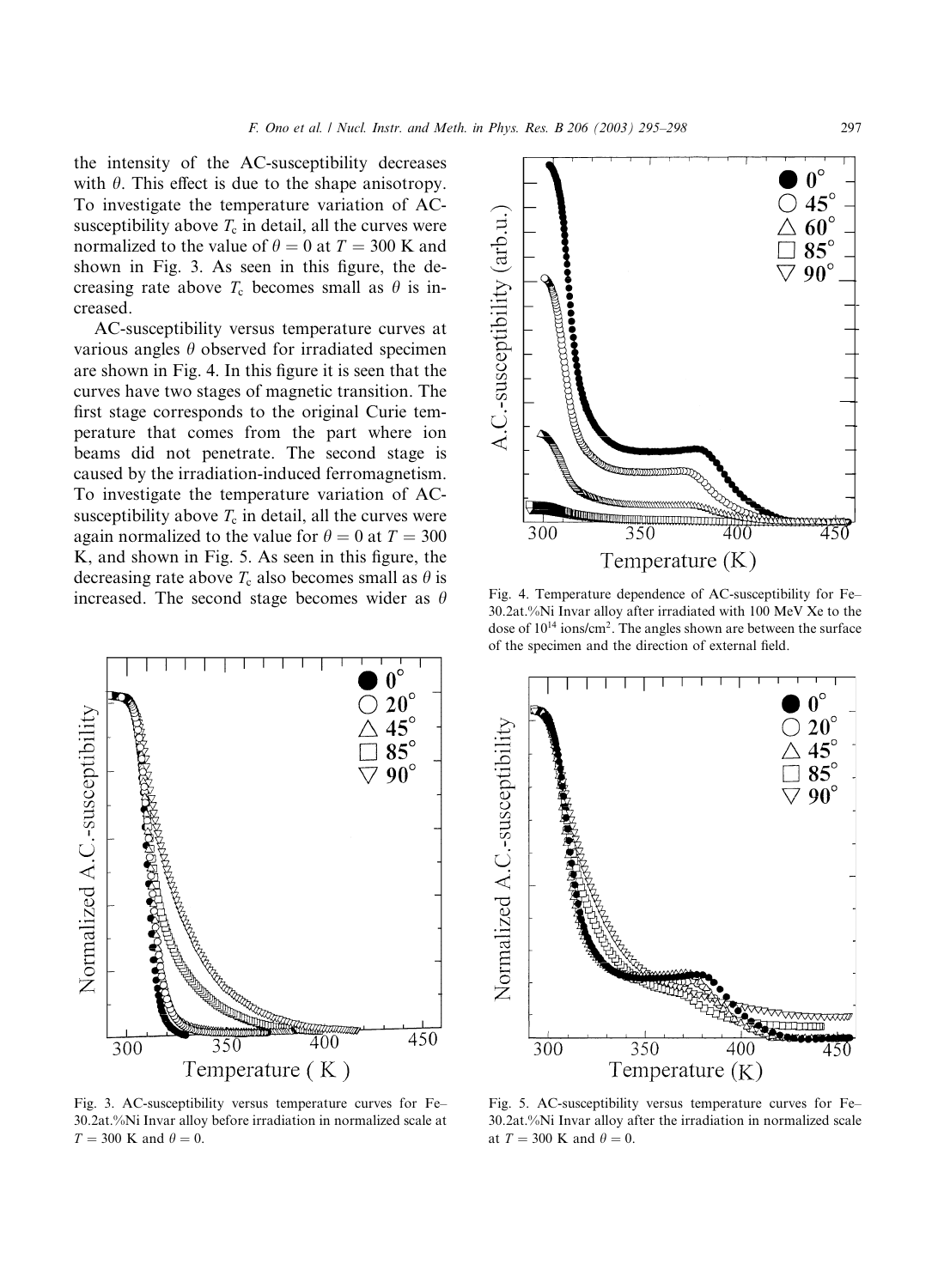the intensity of the AC-susceptibility decreases with $\theta$. This effect is due to the shape anisotropy. To investigate the temperature variation of AC-susceptibility above $T_c$ in detail, all the curves were normalized to the value of $\theta = 0$ at $T = 300$ K and shown in Fig. 3. As seen in this figure, the decreasing rate above $T_c$ becomes small as $\theta$ is increased.

AC-susceptibility versus temperature curves at various angles $\theta$ observed for irradiated specimen are shown in Fig. 4. In this figure it is seen that the curves have two stages of magnetic transition. The first stage corresponds to the original Curie temperature that comes from the part where ion beams did not penetrate. The second stage is caused by the irradiation-induced ferromagnetism. To investigate the temperature variation of AC-susceptibility above $T_c$ in detail, all the curves were again normalized to the value for $\theta = 0$ at $T = 300$ K, and shown in Fig. 5. As seen in this figure, the decreasing rate above $T_c$ also becomes small as $\theta$ is increased. The second stage becomes wider as $\theta$

Fig. 3. AC-susceptibility versus temperature curves for Fe–30.2at.%Ni Invar alloy before irradiation in normalized scale at $T = 300$ K and $\theta = 0$.

Fig. 4. Temperature dependence of AC-susceptibility for Fe–30.2at.%Ni Invar alloy after irradiated with 100 MeV Xe to the dose of $10^{14}$ ions/cm$^2$. The angles shown are between the surface of the specimen and the direction of external field.

Fig. 5. AC-susceptibility versus temperature curves for Fe–30.2at.%Ni Invar alloy after the irradiation in normalized scale at $T = 300$ K and $\theta = 0$.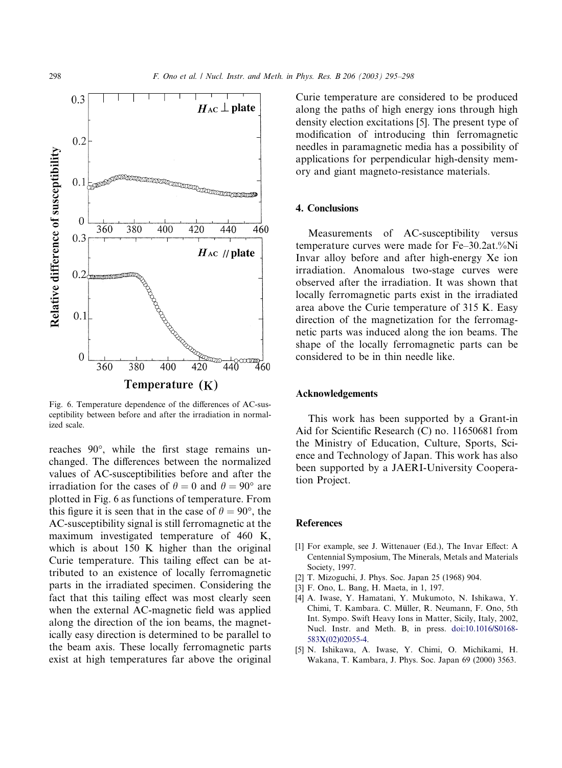Relative difference of susceptibility

$H_{AC} \perp$ plate

0.3
0.2
0.1
0
360 380 400 420 440 460

$H_{AC}$ // plate

0.3
0.2
0.1
0
360 380 400 420 440 460

Temperature (K)

Fig. 6. Temperature dependence of the differences of AC-susceptibility between before and after the irradiation in normalized scale.

reaches 90°, while the first stage remains unchanged. The differences between the normalized values of AC-susceptibilities before and after the irradiation for the cases of $\theta = 0$ and $\theta = 90°$ are plotted in Fig. 6 as functions of temperature. From this figure it is seen that in the case of $\theta = 90°$, the AC-susceptibility signal is still ferromagnetic at the maximum investigated temperature of 460 K, which is about 150 K higher than the original Curie temperature. This tailing effect can be attributed to an existence of locally ferromagnetic parts in the irradiated specimen. Considering the fact that this tailing effect was most clearly seen when the external AC-magnetic field was applied along the direction of the ion beams, the magnetically easy direction is determined to be parallel to the beam axis. These locally ferromagnetic parts exist at high temperatures far above the original Curie temperature are considered to be produced along the paths of high energy ions through high density election excitations [5]. The present type of modification of introducing thin ferromagnetic needles in paramagnetic media has a possibility of applications for perpendicular high-density memory and giant magneto-resistance materials.

## 4. Conclusions

Measurements of AC-susceptibility versus temperature curves were made for Fe–30.2at.%Ni Invar alloy before and after high-energy Xe ion irradiation. Anomalous two-stage curves were observed after the irradiation. It was shown that locally ferromagnetic parts exist in the irradiated area above the Curie temperature of 315 K. Easy direction of the magnetization for the ferromagnetic parts was induced along the ion beams. The shape of the locally ferromagnetic parts can be considered to be in thin needle like.

## Acknowledgements

This work has been supported by a Grant-in Aid for Scientific Research (C) no. 11650681 from the Ministry of Education, Culture, Sports, Science and Technology of Japan. This work has also been supported by a JAERI-University Cooperation Project.

## References

[1] For example, see J. Wittenauer (Ed.), The Invar Effect: A Centennial Symposium, The Minerals, Metals and Materials Society, 1997.

[2] T. Mizoguchi, J. Phys. Soc. Japan 25 (1968) 904.

[3] F. Ono, L. Bang, H. Maeta, in 1, 197.

[4] A. Iwase, Y. Hamatani, Y. Mukumoto, N. Ishikawa, Y. Chimi, T. Kambara. C. Müller, R. Neumann, F. Ono, 5th Int. Sympo. Swift Heavy Ions in Matter, Sicily, Italy, 2002, Nucl. Instr. and Meth. B, in press. doi:10.1016/S0168-583X(02)02055-4.

[5] N. Ishikawa, A. Iwase, Y. Chimi, O. Michikami, H. Wakana, T. Kambara, J. Phys. Soc. Japan 69 (2000) 3563.